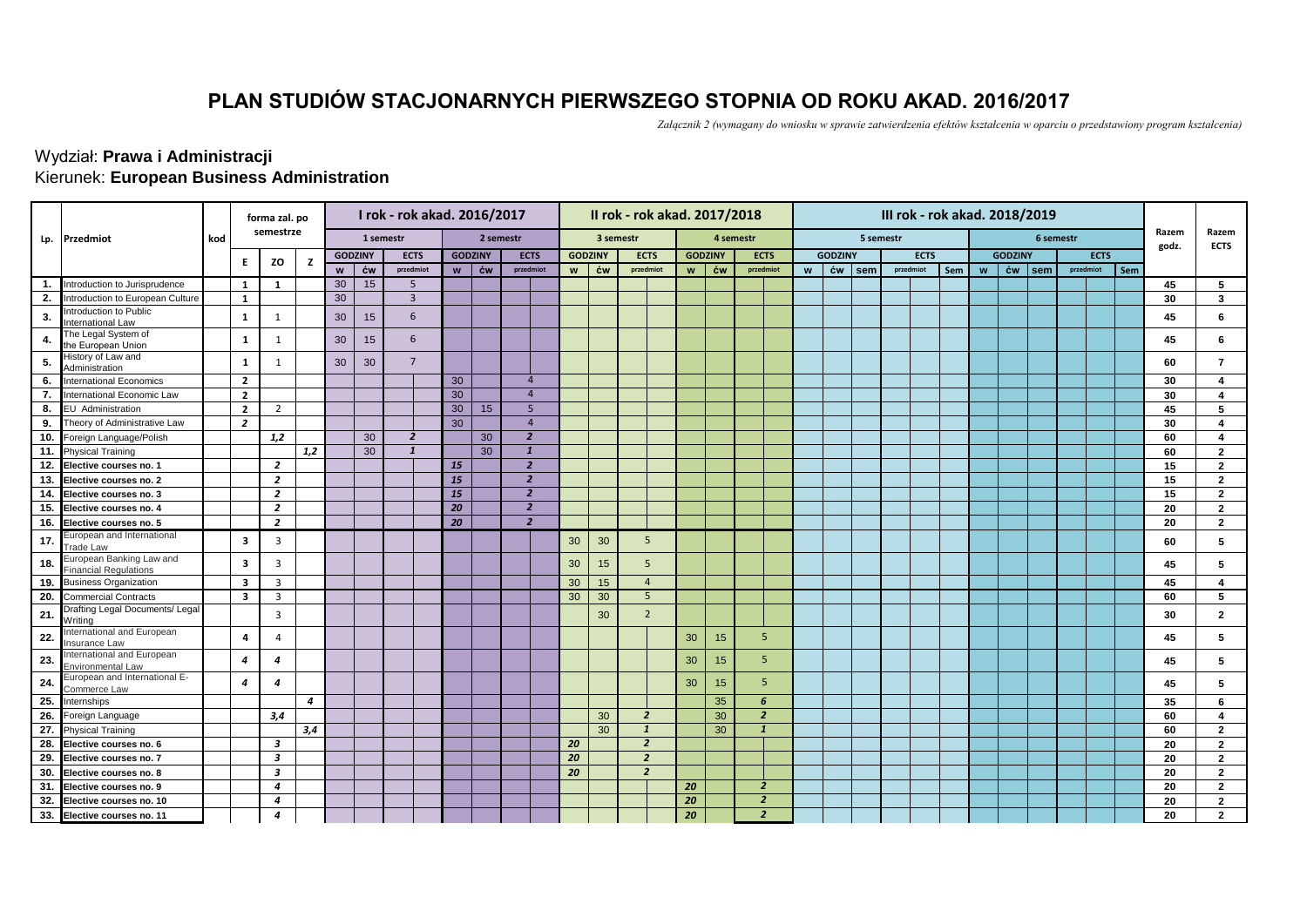# PLAN STUDIÓW STACJONARNYCH PIERWSZEGO STOPNIA OD ROKU AKAD. 2016/2017

*Załącznik 2 (wymagany do wniosku w sprawie zatwierdzenia efektów kształcenia w oparciu o przedstawiony program kształcenia)*

Wydział: **Prawa i Administracji**
Kierunek: **European Business Administration**

| Lp. | Przedmiot | kod | forma zal. po semestrze | | | I rok - rok akad. 2016/2017 | | | | | | II rok - rok akad. 2017/2018 | | | | | | III rok - rok akad. 2018/2019 | | | | | | | | | | Razem godz. | Razem ECTS |
|---|---|---|---|---|---|---|---|---|---|---|---|---|---|---|---|---|---|---|---|---|---|---|---|---|---|---|---|---|---|
| | | | | | | 1 semestr | | | 2 semestr | | | 3 semestr | | | 4 semestr | | | 5 semestr | | | | | 6 semestr | | | | | | |
| | | | E | ZO | Z | GODZINY | | ECTS | GODZINY | | ECTS | GODZINY | | ECTS | GODZINY | | ECTS | GODZINY | | | ECTS | | GODZINY | | | ECTS | | | |
| | | | | | | w | ćw | przedmiot | w | ćw | przedmiot | w | ćw | przedmiot | w | ćw | przedmiot | w | ćw | sem | przedmiot | Sem | w | ćw | sem | przedmiot | Sem | | |
| 1. | Introduction to Jurisprudence | | 1 | 1 | | 30 | 15 | 5 | | | | | | | | | | | | | | | | | | | | 45 | 5 |
| 2. | Introduction to European Culture | | 1 | | | 30 | | 3 | | | | | | | | | | | | | | | | | | | | 30 | 3 |
| 3. | Introduction to Public International Law | | 1 | 1 | | 30 | 15 | 6 | | | | | | | | | | | | | | | | | | | | 45 | 6 |
| 4. | The Legal System of the European Union | | 1 | 1 | | 30 | 15 | 6 | | | | | | | | | | | | | | | | | | | | 45 | 6 |
| 5. | History of Law and Administration | | 1 | 1 | | 30 | 30 | 7 | | | | | | | | | | | | | | | | | | | | 60 | 7 |
| 6. | International Economics | | 2 | | | | | | 30 | | 4 | | | | | | | | | | | | | | | | | 30 | 4 |
| 7. | International Economic Law | | 2 | | | | | | 30 | | 4 | | | | | | | | | | | | | | | | | 30 | 4 |
| 8. | EU Administration | | 2 | 2 | | | | | 30 | 15 | 5 | | | | | | | | | | | | | | | | | 45 | 5 |
| 9. | Theory of Administrative Law | | *2* | | | | | | 30 | | 4 | | | | | | | | | | | | | | | | | 30 | 4 |
| 10. | Foreign Language/Polish | | | *1,2* | | | 30 | *2* | | 30 | *2* | | | | | | | | | | | | | | | | | 60 | 4 |
| 11. | Physical Training | | | | *1,2* | | 30 | *1* | | 30 | *1* | | | | | | | | | | | | | | | | | 60 | 2 |
| 12. | **Elective courses no. 1** | | | *2* | | | | | *15* | | *2* | | | | | | | | | | | | | | | | | 15 | 2 |
| 13. | **Elective courses no. 2** | | | *2* | | | | | *15* | | *2* | | | | | | | | | | | | | | | | | 15 | 2 |
| 14. | **Elective courses no. 3** | | | *2* | | | | | *15* | | *2* | | | | | | | | | | | | | | | | | 15 | 2 |
| 15. | **Elective courses no. 4** | | | *2* | | | | | *20* | | *2* | | | | | | | | | | | | | | | | | 20 | 2 |
| 16. | **Elective courses no. 5** | | | *2* | | | | | *20* | | *2* | | | | | | | | | | | | | | | | | 20 | 2 |
| 17. | European and International Trade Law | | 3 | 3 | | | | | | | | 30 | 30 | 5 | | | | | | | | | | | | | | 60 | 5 |
| 18. | European Banking Law and Financial Regulations | | 3 | 3 | | | | | | | | 30 | 15 | 5 | | | | | | | | | | | | | | 45 | 5 |
| 19. | Business Organization | | 3 | 3 | | | | | | | | 30 | 15 | 4 | | | | | | | | | | | | | | 45 | 4 |
| 20. | Commercial Contracts | | 3 | 3 | | | | | | | | 30 | 30 | 5 | | | | | | | | | | | | | | 60 | 5 |
| 21. | Drafting Legal Documents/ Legal Writing | | | 3 | | | | | | | | | 30 | 2 | | | | | | | | | | | | | | 30 | 2 |
| 22. | International and European Insurance Law | | 4 | 4 | | | | | | | | | | | 30 | 15 | 5 | | | | | | | | | | | 45 | 5 |
| 23. | International and European Environmental Law | | *4* | *4* | | | | | | | | | | | 30 | 15 | 5 | | | | | | | | | | | 45 | 5 |
| 24. | European and International E-Commerce Law | | *4* | *4* | | | | | | | | | | | 30 | 15 | 5 | | | | | | | | | | | 45 | 5 |
| 25. | Internships | | | | *4* | | | | | | | | | | | 35 | *6* | | | | | | | | | | | 35 | 6 |
| 26. | Foreign Language | | | *3,4* | | | | | | | | | 30 | *2* | | 30 | *2* | | | | | | | | | | | 60 | 4 |
| 27. | Physical Training | | | | *3,4* | | | | | | | | 30 | *1* | | 30 | *1* | | | | | | | | | | | 60 | 2 |
| 28. | **Elective courses no. 6** | | | *3* | | | | | | | | *20* | | *2* | | | | | | | | | | | | | | 20 | 2 |
| 29. | **Elective courses no. 7** | | | *3* | | | | | | | | *20* | | *2* | | | | | | | | | | | | | | 20 | 2 |
| 30. | **Elective courses no. 8** | | | *3* | | | | | | | | *20* | | *2* | | | | | | | | | | | | | | 20 | 2 |
| 31. | **Elective courses no. 9** | | | *4* | | | | | | | | | | | *20* | | *2* | | | | | | | | | | | 20 | 2 |
| 32. | **Elective courses no. 10** | | | *4* | | | | | | | | | | | *20* | | *2* | | | | | | | | | | | 20 | 2 |
| 33. | **Elective courses no. 11** | | | *4* | | | | | | | | | | | *20* | | *2* | | | | | | | | | | | 20 | 2 |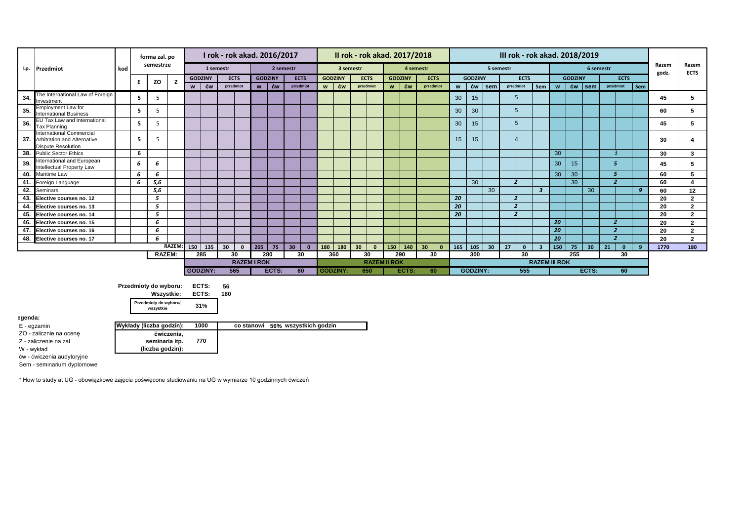| Lp. | Przedmiot | kod | forma zal. po semestrze | | | I rok - rok akad. 2016/2017 | | | | | | | | II rok - rok akad. 2017/2018 | | | | | | | | III rok - rok akad. 2018/2019 | | | | | | | | | | | | Razem godz. | Razem ECTS |
|---|---|---|---|---|---|---|---|---|---|---|---|---|---|---|---|---|---|---|---|---|---|---|---|---|---|---|---|---|---|---|---|---|---|---|---|
| | | | | | | 1 semestr | | | | 2 semestr | | | | 3 semestr | | | | 4 semestr | | | | 5 semestr | | | | | | 6 semestr | | | | | | | |
| | | | E | ZO | Z | GODZINY | | ECTS | | GODZINY | | ECTS | | GODZINY | | ECTS | | GODZINY | | ECTS | | GODZINY | | | ECTS | | | GODZINY | | | ECTS | | | | |
| | | | | | | w | ćw | przedmiot | | w | ćw | przedmiot | | w | ćw | przedmiot | | w | ćw | przedmiot | | w | ćw | sem | przedmiot | | Sem | w | ćw | sem | przedmiot | | Sem | | |
| 34. | The International Law of Foreign Investment | | 5 | 5 | | | | | | | | | | | | | | | | | | 30 | 15 | | 5 | | | | | | | | | 45 | 5 |
| 35. | Employment Law for International Business | | 5 | 5 | | | | | | | | | | | | | | | | | | 30 | 30 | | 5 | | | | | | | | | 60 | 5 |
| 36. | EU Tax Law and International Tax Planning | | 5 | 5 | | | | | | | | | | | | | | | | | | 30 | 15 | | 5 | | | | | | | | | 45 | 5 |
| 37. | International Commercial Arbitration and Alternative Dispute Resolution | | 5 | 5 | | | | | | | | | | | | | | | | | | 15 | 15 | | 4 | | | | | | | | | 30 | 4 |
| 38. | Public Sector Ethics | | 6 | | | | | | | | | | | | | | | | | | | | | | | | | 30 | | | 3 | | | 30 | 3 |
| 39. | International and European Intellectual Property Law | | 6 | 6 | | | | | | | | | | | | | | | | | | | | | | | | 30 | 15 | | 5 | | | 45 | 5 |
| 40. | Maritime Law | | 6 | 6 | | | | | | | | | | | | | | | | | | | | | | | | 30 | 30 | | 5 | | | 60 | 5 |
| 41. | Foreign Language | | 6 | 5,6 | | | | | | | | | | | | | | | | | | | 30 | | 2 | | | | 30 | | 2 | | | 60 | 4 |
| 42. | Seminars | | | 5,6 | | | | | | | | | | | | | | | | | | | | 30 | | | 3 | | | 30 | | | 9 | 60 | 12 |
| 43. | **Elective courses no. 12** | | | 5 | | | | | | | | | | | | | | | | | | 20 | | | 2 | | | | | | | | | 20 | 2 |
| 44. | **Elective courses no. 13** | | | 5 | | | | | | | | | | | | | | | | | | 20 | | | 2 | | | | | | | | | 20 | 2 |
| 45. | **Elective courses no. 14** | | | 5 | | | | | | | | | | | | | | | | | | 20 | | | 2 | | | | | | | | | 20 | 2 |
| 46. | **Elective courses no. 15** | | | 6 | | | | | | | | | | | | | | | | | | | | | | | | 20 | | | 2 | | | 20 | 2 |
| 47. | **Elective courses no. 16** | | | 6 | | | | | | | | | | | | | | | | | | | | | | | | 20 | | | 2 | | | 20 | 2 |
| 48. | **Elective courses no. 17** | | | 6 | | | | | | | | | | | | | | | | | | | | | | | | 20 | | | 2 | | | 20 | 2 |
| | | | | | RAZEM: | 150 | 135 | 30 | 0 | 205 | 75 | 30 | 0 | 180 | 180 | 30 | 0 | 150 | 140 | 30 | 0 | 165 | 105 | 30 | 27 | 0 | 3 | 150 | 75 | 30 | 21 | 0 | 9 | 1770 | 180 |
| | | | | | RAZEM: | 285 | | 30 | | 280 | | 30 | | 360 | | 30 | | 290 | | 30 | | 300 | | | 30 | | | 255 | | | 30 | | | | |
| | | | | | | RAZEM I ROK | | | | | | | | RAZEM II ROK | | | | | | | | RAZEM III ROK | | | | | | | | | | | | | |
| | | | | | | GODZINY: | | 565 | | ECTS: | | 60 | | GODZINY: | | 650 | | ECTS: | | 60 | | GODZINY: | | | 555 | | | ECTS: | | | 60 | | | | |

| | | |
|---|---|---|
| Przedmioty do wyboru: | ECTS: | 56 |
| Wszystkie: | ECTS: | 180 |
| Przedmioty do wyboru/ wszystkie | 31% | |

| | | |
|---|---|---|
| Wykłady (liczba godzin): | 1000 | co stanowi 56% wszystkich godzin |
| ćwiczenia, seminaria itp. (liczba godzin): | 770 | |

**Legenda:**

E - egzamin
ZO - zalicznie na ocenę
Z - zaliczenie na zal
W - wykład
ćw - ćwiczenia audytoryjne
Sem - seminarium dyplomowe

\* How to study at UG - obowiązkowe zajęcia poświęcone studiowaniu na UG w wymiarze 10 godzinnych ćwiczeń